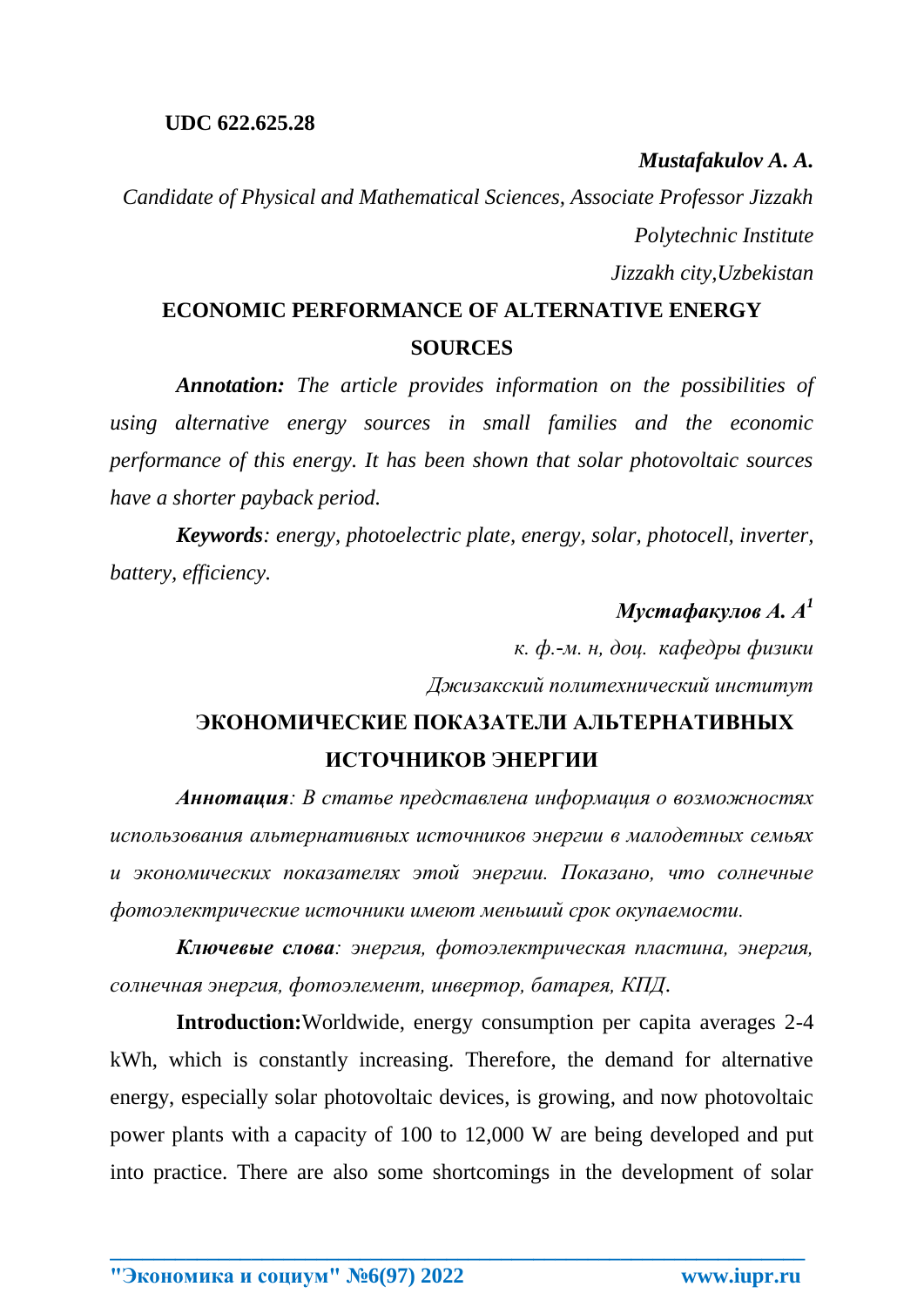**UDC 622.625.28**

***Mustafakulov A. A.***

*Candidate of Physical and Mathematical Sciences, Associate Professor Jizzakh Polytechnic Institute*

*Jizzakh city,Uzbekistan*

# ECONOMIC PERFORMANCE OF ALTERNATIVE ENERGY SOURCES

***Annotation:*** *The article provides information on the possibilities of using alternative energy sources in small families and the economic performance of this energy. It has been shown that solar photovoltaic sources have a shorter payback period.*

***Keywords****: energy, photoelectric plate, energy, solar, photocell, inverter, battery, efficiency.*

***Мустафакулов А. А*[1]**

*к. ф.-м. н, доц. кафедры физики*

*Джизакский политехнический институт*

# ЭКОНОМИЧЕСКИЕ ПОКАЗАТЕЛИ АЛЬТЕРНАТИВНЫХ ИСТОЧНИКОВ ЭНЕРГИИ

***Аннотация****: В статье представлена информация о возможностях использования альтернативных источников энергии в малодетных семьях и экономических показателях этой энергии. Показано, что солнечные фотоэлектрические источники имеют меньший срок окупаемости.*

***Ключевые слова****: энергия, фотоэлектрическая пластина, энергия, солнечная энергия, фотоэлемент, инвертор, батарея, КПД.*

**Introduction:** Worldwide, energy consumption per capita averages 2-4 kWh, which is constantly increasing. Therefore, the demand for alternative energy, especially solar photovoltaic devices, is growing, and now photovoltaic power plants with a capacity of 100 to 12,000 W are being developed and put into practice. There are also some shortcomings in the development of solar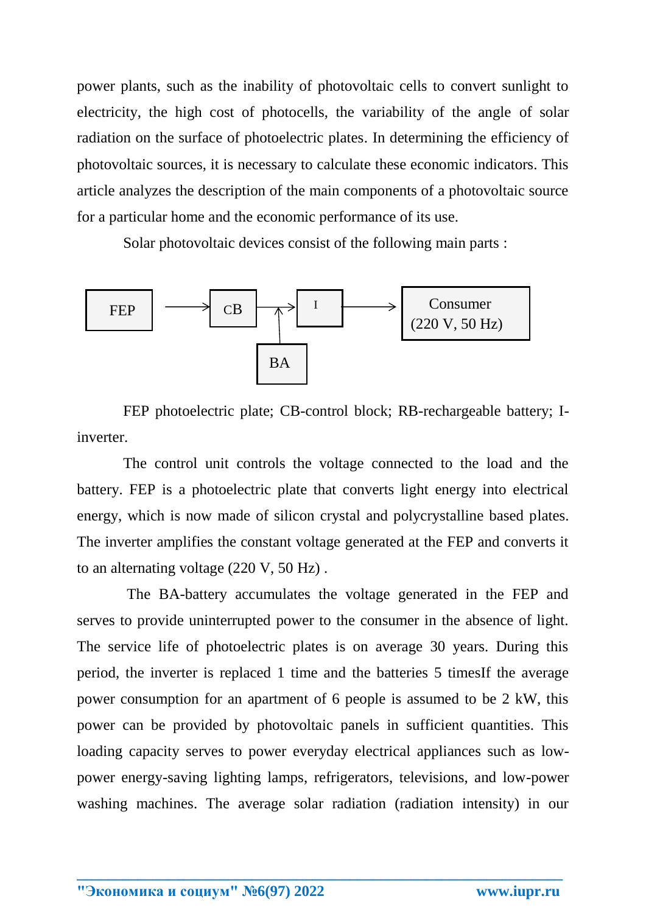power plants, such as the inability of photovoltaic cells to convert sunlight to electricity, the high cost of photocells, the variability of the angle of solar radiation on the surface of photoelectric plates. In determining the efficiency of photovoltaic sources, it is necessary to calculate these economic indicators. This article analyzes the description of the main components of a photovoltaic source for a particular home and the economic performance of its use.

Solar photovoltaic devices consist of the following main parts :

```
FEP ──→ CB ──→ I ──→ Consumer (220 V, 50 Hz)
              ↑
              BA
```

FEP photoelectric plate; CB-control block; RB-rechargeable battery; I-inverter.

The control unit controls the voltage connected to the load and the battery. FEP is a photoelectric plate that converts light energy into electrical energy, which is now made of silicon crystal and polycrystalline based plates. The inverter amplifies the constant voltage generated at the FEP and converts it to an alternating voltage (220 V, 50 Hz) .

The BA-battery accumulates the voltage generated in the FEP and serves to provide uninterrupted power to the consumer in the absence of light. The service life of photoelectric plates is on average 30 years. During this period, the inverter is replaced 1 time and the batteries 5 timesIf the average power consumption for an apartment of 6 people is assumed to be 2 kW, this power can be provided by photovoltaic panels in sufficient quantities. This loading capacity serves to power everyday electrical appliances such as low-power energy-saving lighting lamps, refrigerators, televisions, and low-power washing machines. The average solar radiation (radiation intensity) in our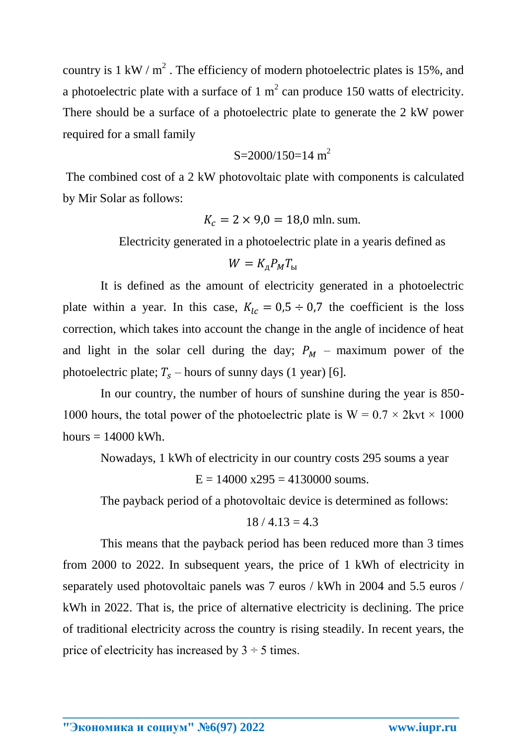country is 1 kW / m$^2$ . The efficiency of modern photoelectric plates is 15%, and a photoelectric plate with a surface of 1 m$^2$ can produce 150 watts of electricity. There should be a surface of a photoelectric plate to generate the 2 kW power required for a small family

$$S=2000/150=14 \text{ m}^2$$

The combined cost of a 2 kW photovoltaic plate with components is calculated by Mir Solar as follows:

$$K_c = 2 \times 9{,}0 = 18{,}0 \text{ mln. sum.}$$

Electricity generated in a photoelectric plate in a yearis defined as

$$W = K_{д} P_M T_{ы}$$

It is defined as the amount of electricity generated in a photoelectric plate within a year. In this case, $K_{lc} = 0{,}5 \div 0{,}7$ the coefficient is the loss correction, which takes into account the change in the angle of incidence of heat and light in the solar cell during the day; $P_M$ – maximum power of the photoelectric plate; $T_s$ – hours of sunny days (1 year) [6].

In our country, the number of hours of sunshine during the year is 850-1000 hours, the total power of the photoelectric plate is W = 0.7 × 2kvt × 1000 hours = 14000 kWh.

Nowadays, 1 kWh of electricity in our country costs 295 soums a year

$$E = 14000 \text{ x} 295 = 4130000 \text{ soums.}$$

The payback period of a photovoltaic device is determined as follows:

$$18 / 4.13 = 4.3$$

This means that the payback period has been reduced more than 3 times from 2000 to 2022. In subsequent years, the price of 1 kWh of electricity in separately used photovoltaic panels was 7 euros / kWh in 2004 and 5.5 euros / kWh in 2022. That is, the price of alternative electricity is declining. The price of traditional electricity across the country is rising steadily. In recent years, the price of electricity has increased by 3 ÷ 5 times.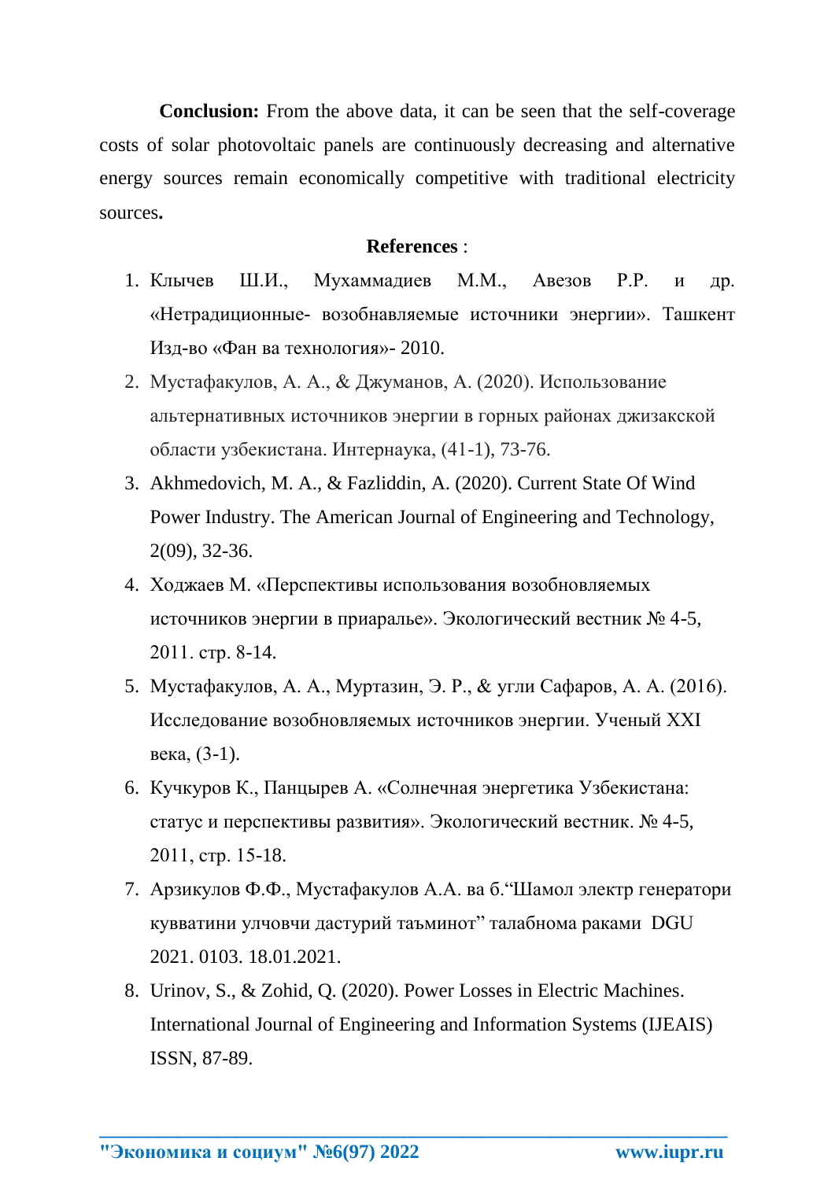**Conclusion:** From the above data, it can be seen that the self-coverage costs of solar photovoltaic panels are continuously decreasing and alternative energy sources remain economically competitive with traditional electricity sources**.**

**References** :

1. Клычев Ш.И., Мухаммадиев М.М., Авезов Р.Р. и др. «Нетрадиционные- возобнавляемые источники энергии». Ташкент Изд-во «Фан ва технология»- 2010.
2. Мустафакулов, А. А., & Джуманов, А. (2020). Использование альтернативных источников энергии в горных районах джизакской области узбекистана. Интернаука, (41-1), 73-76.
3. Akhmedovich, M. A., & Fazliddin, A. (2020). Current State Of Wind Power Industry. The American Journal of Engineering and Technology, 2(09), 32-36.
4. Ходжаев М. «Перспективы использования возобновляемых источников энергии в приаралье». Экологический вестник № 4-5, 2011. стр. 8-14.
5. Мустафакулов, А. А., Муртазин, Э. Р., & угли Сафаров, А. А. (2016). Исследование возобновляемых источников энергии. Ученый XXI века, (3-1).
6. Кучкуров К., Панцырев А. «Солнечная энергетика Узбекистана: статус и перспективы развития». Экологический вестник. № 4-5, 2011, стр. 15-18.
7. Арзикулов Ф.Ф., Мустафакулов А.А. ва б.“Шамол электр генератори кувватини улчовчи дастурий таъминот” талабнома раками DGU 2021. 0103. 18.01.2021.
8. Urinov, S., & Zohid, Q. (2020). Power Losses in Electric Machines. International Journal of Engineering and Information Systems (IJEAIS) ISSN, 87-89.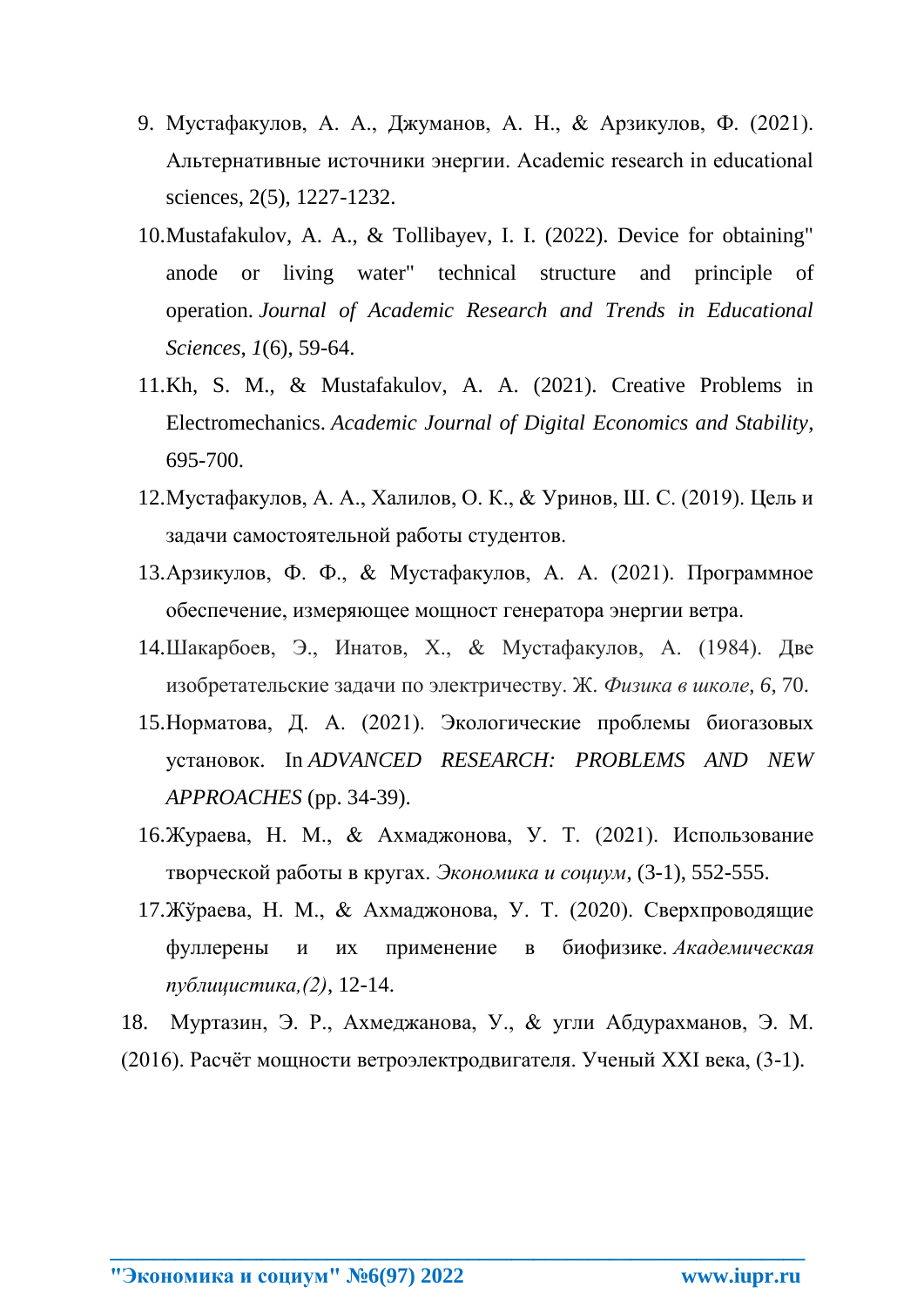9. Мустафакулов, А. А., Джуманов, А. Н., & Арзикулов, Ф. (2021). Альтернативные источники энергии. Academic research in educational sciences, 2(5), 1227-1232.
10. Mustafakulov, A. A., & Tollibayev, I. I. (2022). Device for obtaining" anode or living water" technical structure and principle of operation. *Journal of Academic Research and Trends in Educational Sciences*, *1*(6), 59-64.
11. Kh, S. M., & Mustafakulov, A. A. (2021). Creative Problems in Electromechanics. *Academic Journal of Digital Economics and Stability*, 695-700.
12. Мустафакулов, А. А., Халилов, О. К., & Уринов, Ш. С. (2019). Цель и задачи самостоятельной работы студентов.
13. Арзикулов, Ф. Ф., & Мустафакулов, А. А. (2021). Программное обеспечение, измеряющее мощност генератора энергии ветра.
14. Шакарбоев, Э., Инатов, Х., & Мустафакулов, А. (1984). Две изобретательские задачи по электричеству. Ж. *Физика в школе*, *6*, 70.
15. Норматова, Д. А. (2021). Экологические проблемы биогазовых установок. In *ADVANCED RESEARCH: PROBLEMS AND NEW APPROACHES* (pp. 34-39).
16. Жураева, Н. М., & Ахмаджонова, У. Т. (2021). Использование творческой работы в кругах. *Экономика и социум*, (3-1), 552-555.
17. Жўраева, Н. М., & Ахмаджонова, У. Т. (2020). Сверхпроводящие фуллерены и их применение в биофизике. *Академическая публицистика,(2)*, 12-14.
18. Муртазин, Э. Р., Ахмеджанова, У., & угли Абдурахманов, Э. М. (2016). Расчёт мощности ветроэлектродвигателя. Ученый XXI века, (3-1).